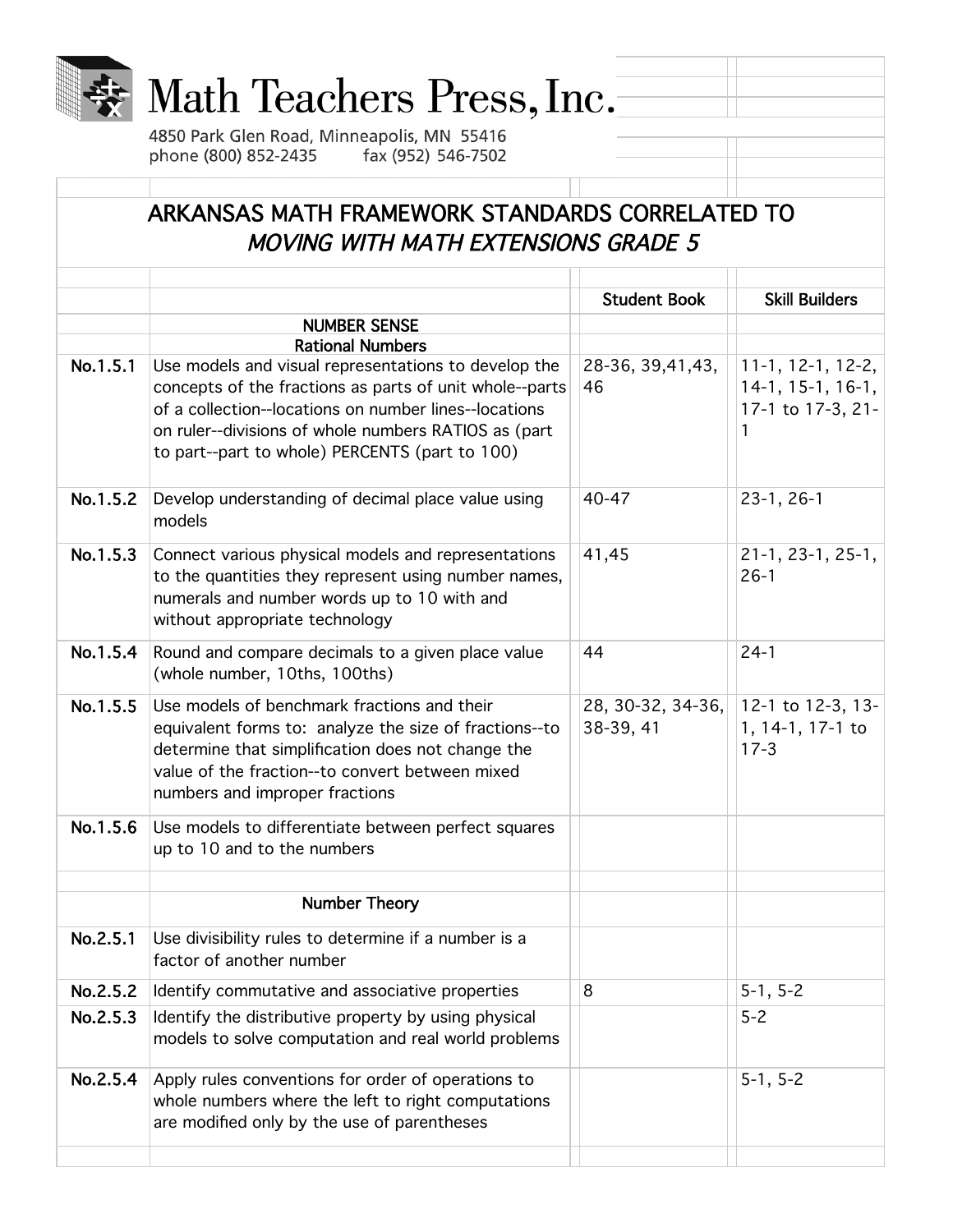# Math Teachers Press, Inc.

4850 Park Glen Road, Minneapolis, MN 55416
phone (800) 852-2435 fax (952) 546-7502

## ARKANSAS MATH FRAMEWORK STANDARDS CORRELATED TO *MOVING WITH MATH EXTENSIONS GRADE 5*

| | | Student Book | Skill Builders |
|---|---|---|---|
| | **NUMBER SENSE** | | |
| | **Rational Numbers** | | |
| **No.1.5.1** | Use models and visual representations to develop the concepts of the fractions as parts of unit whole--parts of a collection--locations on number lines--locations on ruler--divisions of whole numbers RATIOS as (part to part--part to whole) PERCENTS (part to 100) | 28-36, 39,41,43, 46 | 11-1, 12-1, 12-2, 14-1, 15-1, 16-1, 17-1 to 17-3, 21-1 |
| **No.1.5.2** | Develop understanding of decimal place value using models | 40-47 | 23-1, 26-1 |
| **No.1.5.3** | Connect various physical models and representations to the quantities they represent using number names, numerals and number words up to 10 with and without appropriate technology | 41,45 | 21-1, 23-1, 25-1, 26-1 |
| **No.1.5.4** | Round and compare decimals to a given place value (whole number, 10ths, 100ths) | 44 | 24-1 |
| **No.1.5.5** | Use models of benchmark fractions and their equivalent forms to: analyze the size of fractions--to determine that simplification does not change the value of the fraction--to convert between mixed numbers and improper fractions | 28, 30-32, 34-36, 38-39, 41 | 12-1 to 12-3, 13-1, 14-1, 17-1 to 17-3 |
| **No.1.5.6** | Use models to differentiate between perfect squares up to 10 and to the numbers | | |
| | **Number Theory** | | |
| **No.2.5.1** | Use divisibility rules to determine if a number is a factor of another number | | |
| **No.2.5.2** | Identify commutative and associative properties | 8 | 5-1, 5-2 |
| **No.2.5.3** | Identify the distributive property by using physical models to solve computation and real world problems | | 5-2 |
| **No.2.5.4** | Apply rules conventions for order of operations to whole numbers where the left to right computations are modified only by the use of parentheses | | 5-1, 5-2 |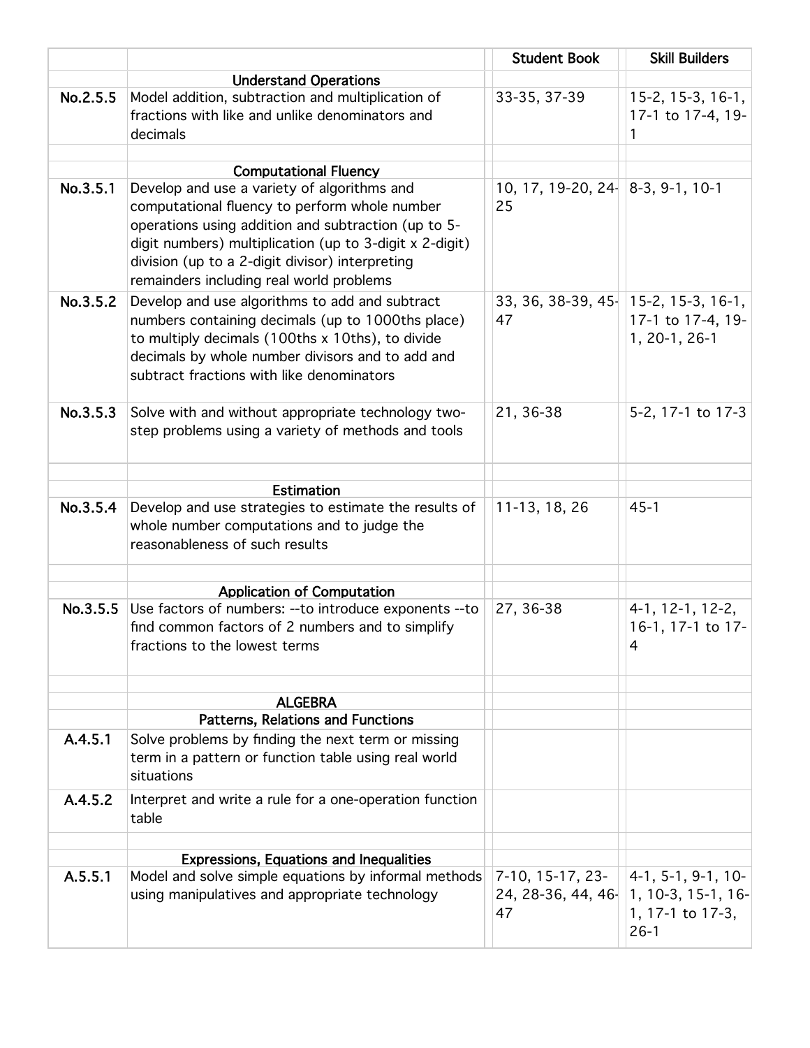| | | Student Book | Skill Builders |
|---|---|---|---|
| | **Understand Operations** | | |
| No.2.5.5 | Model addition, subtraction and multiplication of fractions with like and unlike denominators and decimals | 33-35, 37-39 | 15-2, 15-3, 16-1, 17-1 to 17-4, 19-1 |
| | | | |
| | **Computational Fluency** | | |
| No.3.5.1 | Develop and use a variety of algorithms and computational fluency to perform whole number operations using addition and subtraction (up to 5-digit numbers) multiplication (up to 3-digit x 2-digit) division (up to a 2-digit divisor) interpreting remainders including real world problems | 10, 17, 19-20, 24-25 | 8-3, 9-1, 10-1 |
| No.3.5.2 | Develop and use algorithms to add and subtract numbers containing decimals (up to 1000ths place) to multiply decimals (100ths x 10ths), to divide decimals by whole number divisors and to add and subtract fractions with like denominators | 33, 36, 38-39, 45-47 | 15-2, 15-3, 16-1, 17-1 to 17-4, 19-1, 20-1, 26-1 |
| No.3.5.3 | Solve with and without appropriate technology two-step problems using a variety of methods and tools | 21, 36-38 | 5-2, 17-1 to 17-3 |
| | | | |
| | **Estimation** | | |
| No.3.5.4 | Develop and use strategies to estimate the results of whole number computations and to judge the reasonableness of such results | 11-13, 18, 26 | 45-1 |
| | | | |
| | **Application of Computation** | | |
| No.3.5.5 | Use factors of numbers: --to introduce exponents --to find common factors of 2 numbers and to simplify fractions to the lowest terms | 27, 36-38 | 4-1, 12-1, 12-2, 16-1, 17-1 to 17-4 |
| | | | |
| | **ALGEBRA** | | |
| | **Patterns, Relations and Functions** | | |
| A.4.5.1 | Solve problems by finding the next term or missing term in a pattern or function table using real world situations | | |
| A.4.5.2 | Interpret and write a rule for a one-operation function table | | |
| | | | |
| | **Expressions, Equations and Inequalities** | | |
| A.5.5.1 | Model and solve simple equations by informal methods using manipulatives and appropriate technology | 7-10, 15-17, 23-24, 28-36, 44, 46-47 | 4-1, 5-1, 9-1, 10-1, 10-3, 15-1, 16-1, 17-1 to 17-3, 26-1 |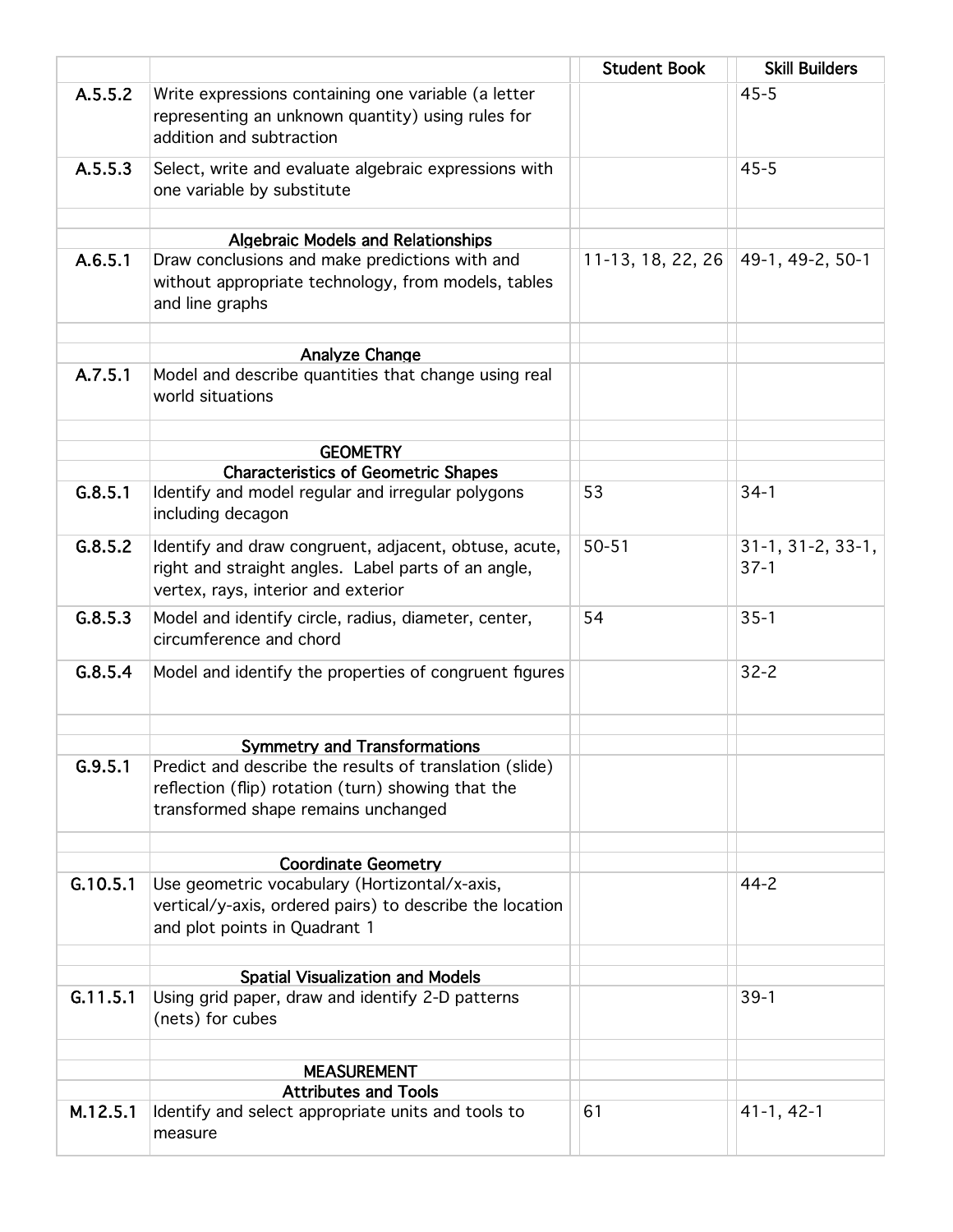| | | Student Book | Skill Builders |
|---|---|---|---|
| **A.5.5.2** | Write expressions containing one variable (a letter representing an unknown quantity) using rules for addition and subtraction | | 45-5 |
| **A.5.5.3** | Select, write and evaluate algebraic expressions with one variable by substitute | | 45-5 |
| | | | |
| | **Algebraic Models and Relationships** | | |
| **A.6.5.1** | Draw conclusions and make predictions with and without appropriate technology, from models, tables and line graphs | 11-13, 18, 22, 26 | 49-1, 49-2, 50-1 |
| | | | |
| | **Analyze Change** | | |
| **A.7.5.1** | Model and describe quantities that change using real world situations | | |
| | | | |
| | **GEOMETRY** | | |
| | **Characteristics of Geometric Shapes** | | |
| **G.8.5.1** | Identify and model regular and irregular polygons including decagon | 53 | 34-1 |
| **G.8.5.2** | Identify and draw congruent, adjacent, obtuse, acute, right and straight angles. Label parts of an angle, vertex, rays, interior and exterior | 50-51 | 31-1, 31-2, 33-1, 37-1 |
| **G.8.5.3** | Model and identify circle, radius, diameter, center, circumference and chord | 54 | 35-1 |
| **G.8.5.4** | Model and identify the properties of congruent figures | | 32-2 |
| | | | |
| | **Symmetry and Transformations** | | |
| **G.9.5.1** | Predict and describe the results of translation (slide) reflection (flip) rotation (turn) showing that the transformed shape remains unchanged | | |
| | | | |
| | **Coordinate Geometry** | | |
| **G.10.5.1** | Use geometric vocabulary (Hortizontal/x-axis, vertical/y-axis, ordered pairs) to describe the location and plot points in Quadrant 1 | | 44-2 |
| | | | |
| | **Spatial Visualization and Models** | | |
| **G.11.5.1** | Using grid paper, draw and identify 2-D patterns (nets) for cubes | | 39-1 |
| | | | |
| | **MEASUREMENT** | | |
| | **Attributes and Tools** | | |
| **M.12.5.1** | Identify and select appropriate units and tools to measure | 61 | 41-1, 42-1 |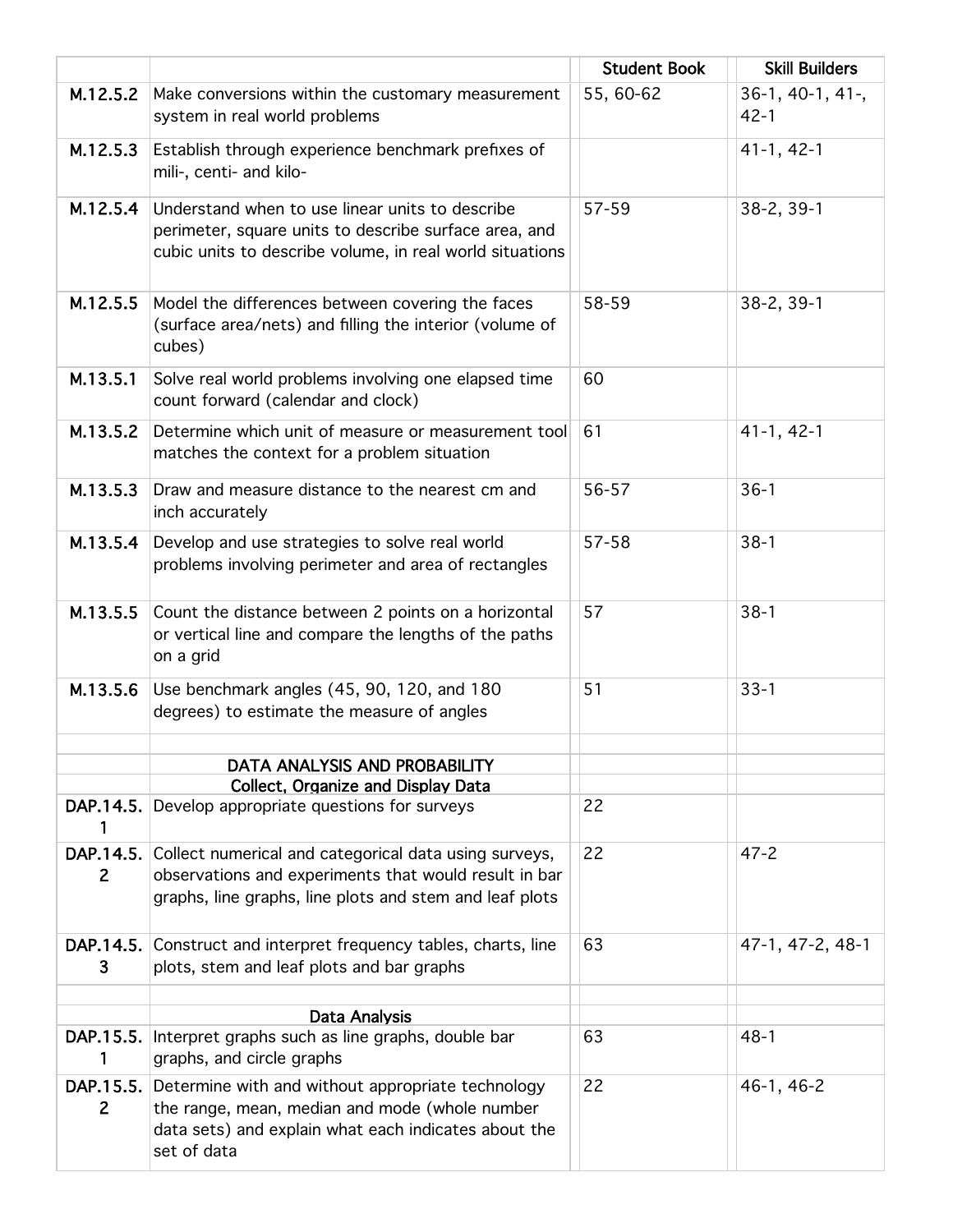| | | Student Book | Skill Builders |
|---|---|---|---|
| M.12.5.2 | Make conversions within the customary measurement system in real world problems | 55, 60-62 | 36-1, 40-1, 41-, 42-1 |
| M.12.5.3 | Establish through experience benchmark prefixes of mili-, centi- and kilo- | | 41-1, 42-1 |
| M.12.5.4 | Understand when to use linear units to describe perimeter, square units to describe surface area, and cubic units to describe volume, in real world situations | 57-59 | 38-2, 39-1 |
| M.12.5.5 | Model the differences between covering the faces (surface area/nets) and filling the interior (volume of cubes) | 58-59 | 38-2, 39-1 |
| M.13.5.1 | Solve real world problems involving one elapsed time count forward (calendar and clock) | 60 | |
| M.13.5.2 | Determine which unit of measure or measurement tool matches the context for a problem situation | 61 | 41-1, 42-1 |
| M.13.5.3 | Draw and measure distance to the nearest cm and inch accurately | 56-57 | 36-1 |
| M.13.5.4 | Develop and use strategies to solve real world problems involving perimeter and area of rectangles | 57-58 | 38-1 |
| M.13.5.5 | Count the distance between 2 points on a horizontal or vertical line and compare the lengths of the paths on a grid | 57 | 38-1 |
| M.13.5.6 | Use benchmark angles (45, 90, 120, and 180 degrees) to estimate the measure of angles | 51 | 33-1 |
| | | | |
| | **DATA ANALYSIS AND PROBABILITY** | | |
| | **Collect, Organize and Display Data** | | |
| DAP.14.5.1 | Develop appropriate questions for surveys | 22 | |
| DAP.14.5.2 | Collect numerical and categorical data using surveys, observations and experiments that would result in bar graphs, line graphs, line plots and stem and leaf plots | 22 | 47-2 |
| DAP.14.5.3 | Construct and interpret frequency tables, charts, line plots, stem and leaf plots and bar graphs | 63 | 47-1, 47-2, 48-1 |
| | | | |
| | **Data Analysis** | | |
| DAP.15.5.1 | Interpret graphs such as line graphs, double bar graphs, and circle graphs | 63 | 48-1 |
| DAP.15.5.2 | Determine with and without appropriate technology the range, mean, median and mode (whole number data sets) and explain what each indicates about the set of data | 22 | 46-1, 46-2 |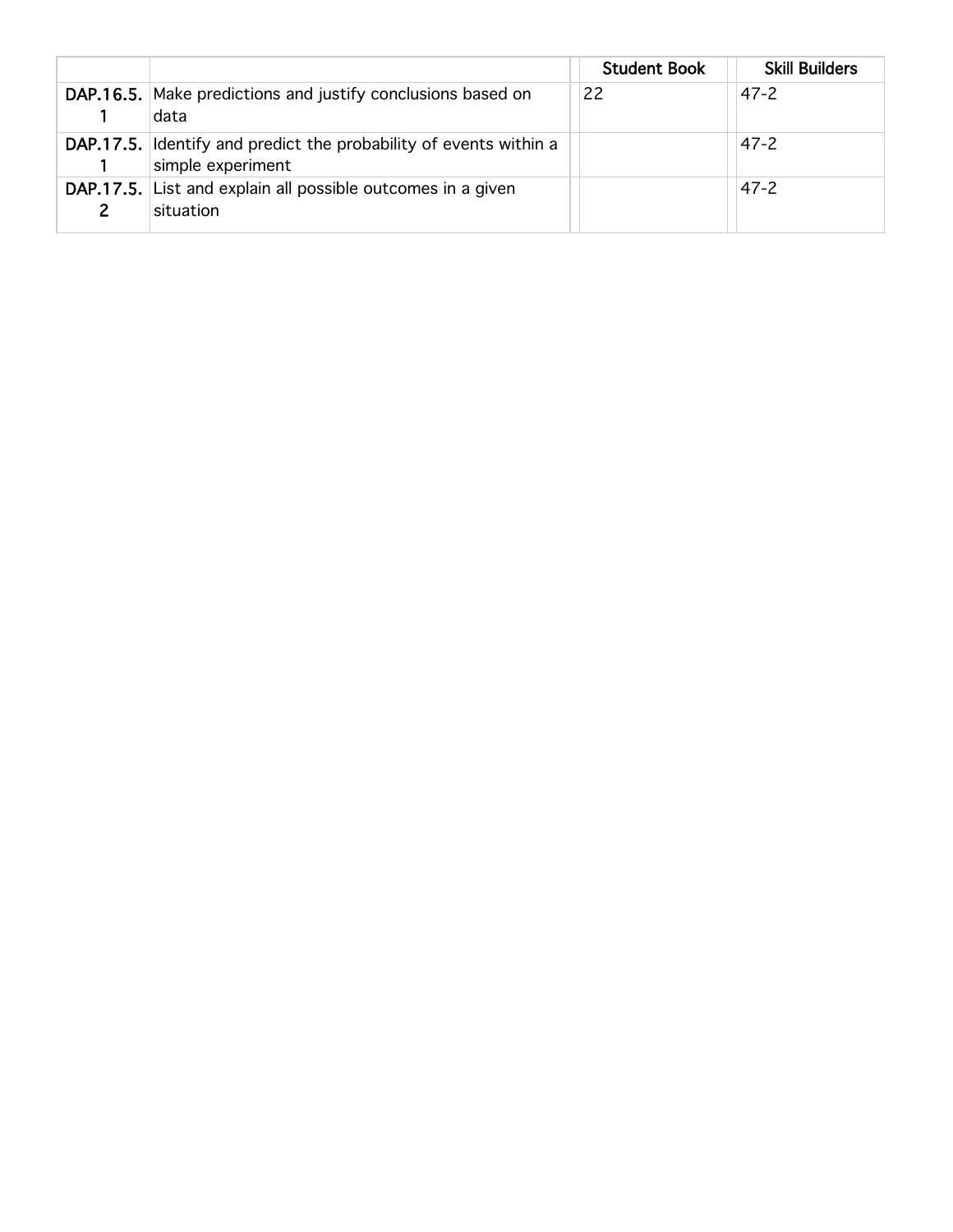| | | Student Book | Skill Builders |
|---|---|---|---|
| **DAP.16.5.1** | Make predictions and justify conclusions based on data | 22 | 47-2 |
| **DAP.17.5.1** | Identify and predict the probability of events within a simple experiment | | 47-2 |
| **DAP.17.5.2** | List and explain all possible outcomes in a given situation | | 47-2 |